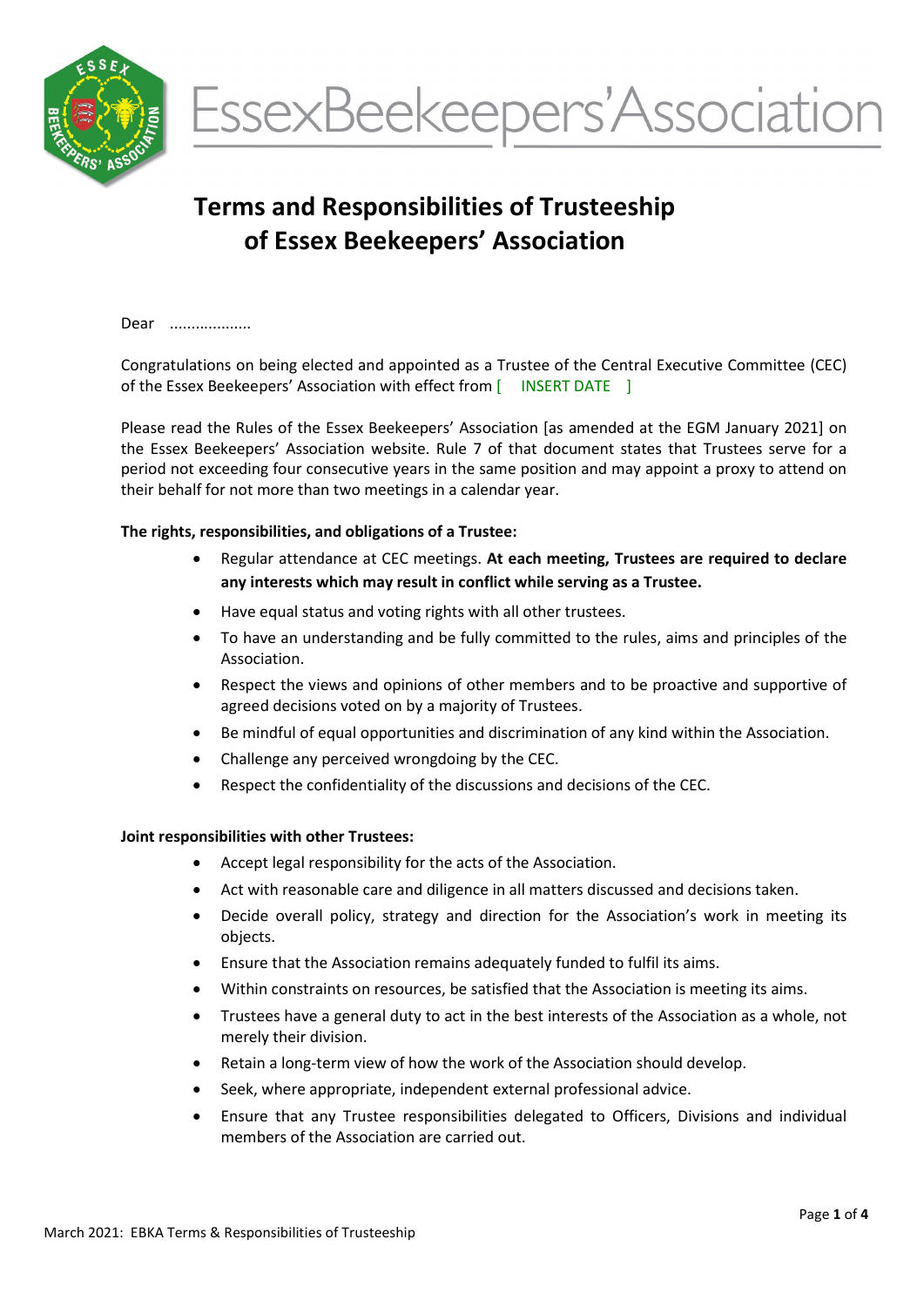# Terms and Responsibilities of Trusteeship of Essex Beekeepers' Association

Dear ...................

Congratulations on being elected and appointed as a Trustee of the Central Executive Committee (CEC) of the Essex Beekeepers' Association with effect from [ INSERT DATE ]

Please read the Rules of the Essex Beekeepers' Association [as amended at the EGM January 2021] on the Essex Beekeepers' Association website. Rule 7 of that document states that Trustees serve for a period not exceeding four consecutive years in the same position and may appoint a proxy to attend on their behalf for not more than two meetings in a calendar year.

**The rights, responsibilities, and obligations of a Trustee:**

- Regular attendance at CEC meetings. **At each meeting, Trustees are required to declare any interests which may result in conflict while serving as a Trustee.**
- Have equal status and voting rights with all other trustees.
- To have an understanding and be fully committed to the rules, aims and principles of the Association.
- Respect the views and opinions of other members and to be proactive and supportive of agreed decisions voted on by a majority of Trustees.
- Be mindful of equal opportunities and discrimination of any kind within the Association.
- Challenge any perceived wrongdoing by the CEC.
- Respect the confidentiality of the discussions and decisions of the CEC.

**Joint responsibilities with other Trustees:**

- Accept legal responsibility for the acts of the Association.
- Act with reasonable care and diligence in all matters discussed and decisions taken.
- Decide overall policy, strategy and direction for the Association's work in meeting its objects.
- Ensure that the Association remains adequately funded to fulfil its aims.
- Within constraints on resources, be satisfied that the Association is meeting its aims.
- Trustees have a general duty to act in the best interests of the Association as a whole, not merely their division.
- Retain a long-term view of how the work of the Association should develop.
- Seek, where appropriate, independent external professional advice.
- Ensure that any Trustee responsibilities delegated to Officers, Divisions and individual members of the Association are carried out.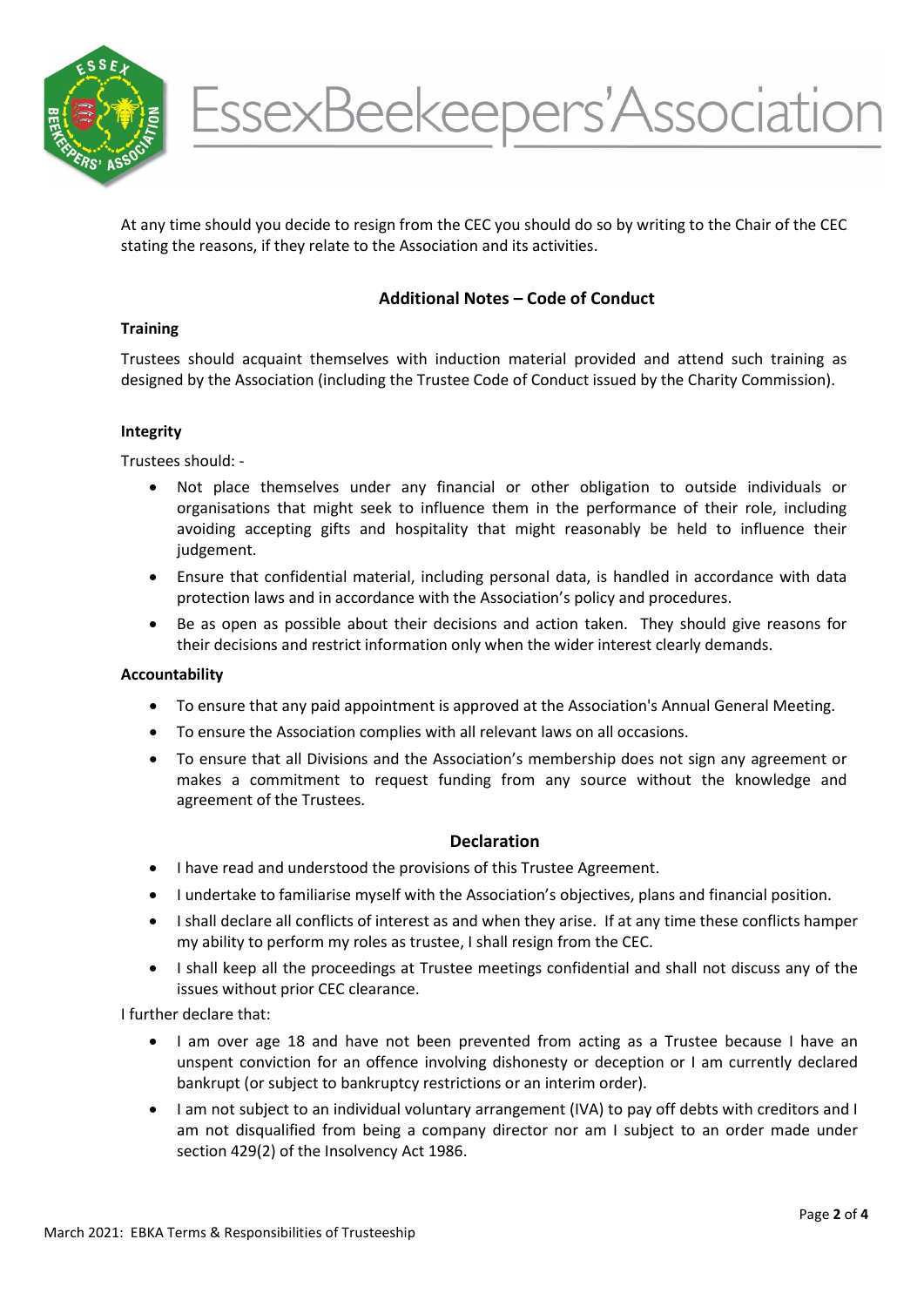At any time should you decide to resign from the CEC you should do so by writing to the Chair of the CEC stating the reasons, if they relate to the Association and its activities.

## Additional Notes – Code of Conduct

**Training**

Trustees should acquaint themselves with induction material provided and attend such training as designed by the Association (including the Trustee Code of Conduct issued by the Charity Commission).

**Integrity**

Trustees should: -

- Not place themselves under any financial or other obligation to outside individuals or organisations that might seek to influence them in the performance of their role, including avoiding accepting gifts and hospitality that might reasonably be held to influence their judgement.
- Ensure that confidential material, including personal data, is handled in accordance with data protection laws and in accordance with the Association's policy and procedures.
- Be as open as possible about their decisions and action taken. They should give reasons for their decisions and restrict information only when the wider interest clearly demands.

**Accountability**

- To ensure that any paid appointment is approved at the Association's Annual General Meeting.
- To ensure the Association complies with all relevant laws on all occasions.
- To ensure that all Divisions and the Association's membership does not sign any agreement or makes a commitment to request funding from any source without the knowledge and agreement of the Trustees.

## Declaration

- I have read and understood the provisions of this Trustee Agreement.
- I undertake to familiarise myself with the Association's objectives, plans and financial position.
- I shall declare all conflicts of interest as and when they arise. If at any time these conflicts hamper my ability to perform my roles as trustee, I shall resign from the CEC.
- I shall keep all the proceedings at Trustee meetings confidential and shall not discuss any of the issues without prior CEC clearance.

I further declare that:

- I am over age 18 and have not been prevented from acting as a Trustee because I have an unspent conviction for an offence involving dishonesty or deception or I am currently declared bankrupt (or subject to bankruptcy restrictions or an interim order).
- I am not subject to an individual voluntary arrangement (IVA) to pay off debts with creditors and I am not disqualified from being a company director nor am I subject to an order made under section 429(2) of the Insolvency Act 1986.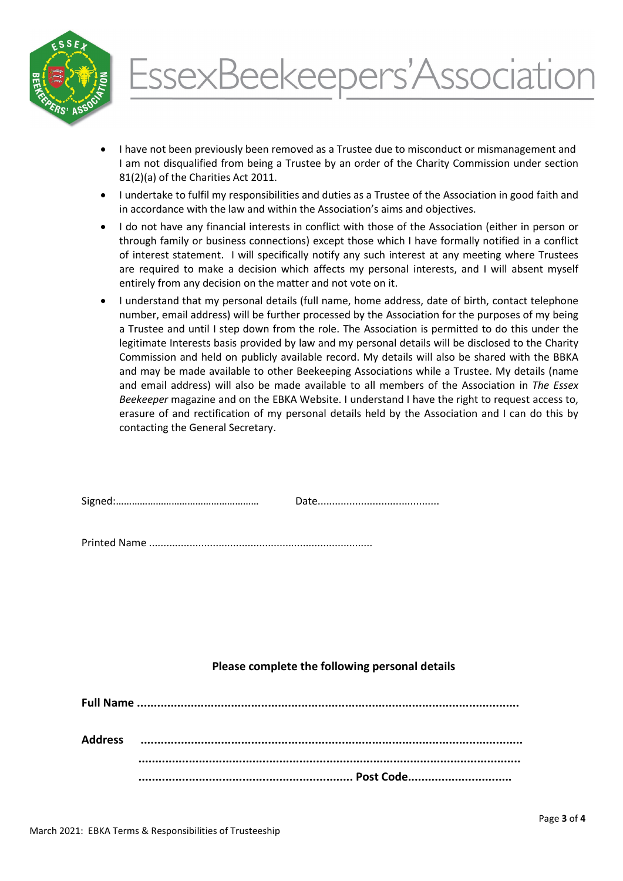- I have not been previously been removed as a Trustee due to misconduct or mismanagement and I am not disqualified from being a Trustee by an order of the Charity Commission under section 81(2)(a) of the Charities Act 2011.
- I undertake to fulfil my responsibilities and duties as a Trustee of the Association in good faith and in accordance with the law and within the Association's aims and objectives.
- I do not have any financial interests in conflict with those of the Association (either in person or through family or business connections) except those which I have formally notified in a conflict of interest statement. I will specifically notify any such interest at any meeting where Trustees are required to make a decision which affects my personal interests, and I will absent myself entirely from any decision on the matter and not vote on it.
- I understand that my personal details (full name, home address, date of birth, contact telephone number, email address) will be further processed by the Association for the purposes of my being a Trustee and until I step down from the role. The Association is permitted to do this under the legitimate Interests basis provided by law and my personal details will be disclosed to the Charity Commission and held on publicly available record. My details will also be shared with the BBKA and may be made available to other Beekeeping Associations while a Trustee. My details (name and email address) will also be made available to all members of the Association in *The Essex Beekeeper* magazine and on the EBKA Website. I understand I have the right to request access to, erasure of and rectification of my personal details held by the Association and I can do this by contacting the General Secretary.

Signed:……………………………………………… Date..........................................

Printed Name ...........................................................................

**Please complete the following personal details**

**Full Name ..................................................................................................................**

**Address ..................................................................................................................**

**..................................................................................................................**

**................................................................ Post Code...............................**

March 2021: EBKA Terms & Responsibilities of Trusteeship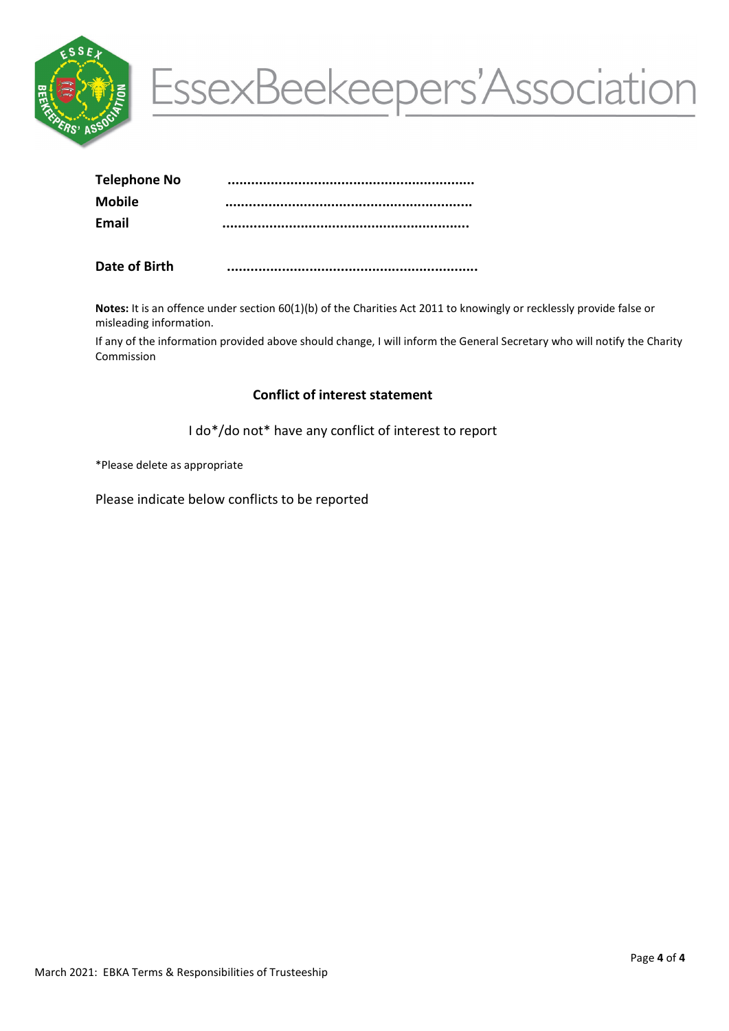**Telephone No** ...............................................................

**Mobile** ...............................................................

**Email** ...............................................................

**Date of Birth** ...............................................................

**Notes:** It is an offence under section 60(1)(b) of the Charities Act 2011 to knowingly or recklessly provide false or misleading information.

If any of the information provided above should change, I will inform the General Secretary who will notify the Charity Commission

## Conflict of interest statement

I do*/do not* have any conflict of interest to report

*Please delete as appropriate

Please indicate below conflicts to be reported